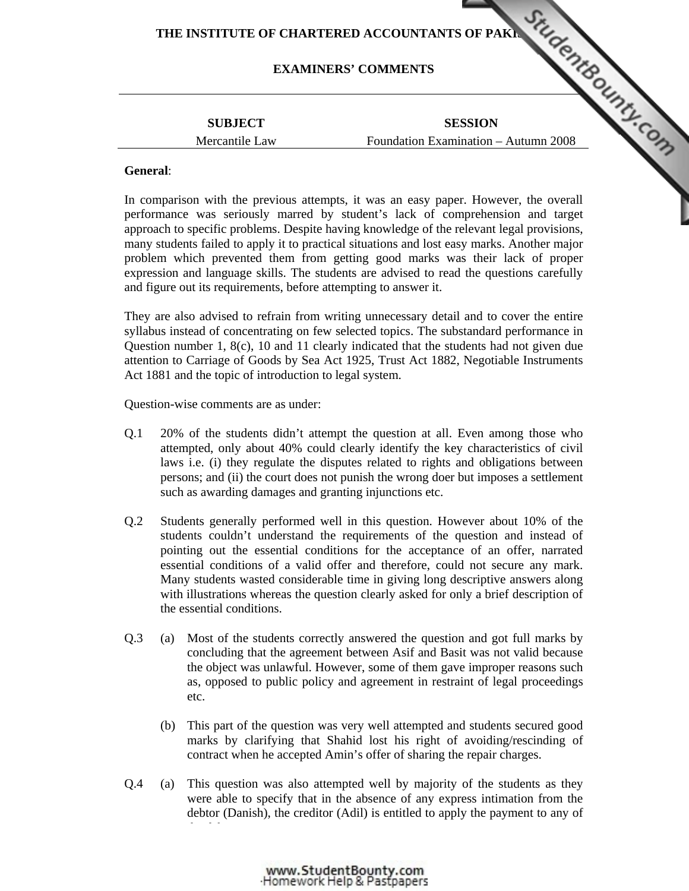**THE INSTITUTE OF CHARTERED ACCOUNTANTS OF PAKISTAN**

**EXAMINERS' COMMENTS**

| SUBJECT | SESSION |
|---|---|
| Mercantile Law | Foundation Examination – Autumn 2008 |

**General**:

In comparison with the previous attempts, it was an easy paper. However, the overall performance was seriously marred by student's lack of comprehension and target approach to specific problems. Despite having knowledge of the relevant legal provisions, many students failed to apply it to practical situations and lost easy marks. Another major problem which prevented them from getting good marks was their lack of proper expression and language skills. The students are advised to read the questions carefully and figure out its requirements, before attempting to answer it.

They are also advised to refrain from writing unnecessary detail and to cover the entire syllabus instead of concentrating on few selected topics. The substandard performance in Question number 1, 8(c), 10 and 11 clearly indicated that the students had not given due attention to Carriage of Goods by Sea Act 1925, Trust Act 1882, Negotiable Instruments Act 1881 and the topic of introduction to legal system.

Question-wise comments are as under:

Q.1 20% of the students didn't attempt the question at all. Even among those who attempted, only about 40% could clearly identify the key characteristics of civil laws i.e. (i) they regulate the disputes related to rights and obligations between persons; and (ii) the court does not punish the wrong doer but imposes a settlement such as awarding damages and granting injunctions etc.

Q.2 Students generally performed well in this question. However about 10% of the students couldn't understand the requirements of the question and instead of pointing out the essential conditions for the acceptance of an offer, narrated essential conditions of a valid offer and therefore, could not secure any mark. Many students wasted considerable time in giving long descriptive answers along with illustrations whereas the question clearly asked for only a brief description of the essential conditions.

Q.3 (a) Most of the students correctly answered the question and got full marks by concluding that the agreement between Asif and Basit was not valid because the object was unlawful. However, some of them gave improper reasons such as, opposed to public policy and agreement in restraint of legal proceedings etc.

(b) This part of the question was very well attempted and students secured good marks by clarifying that Shahid lost his right of avoiding/rescinding of contract when he accepted Amin's offer of sharing the repair charges.

Q.4 (a) This question was also attempted well by majority of the students as they were able to specify that in the absence of any express intimation from the debtor (Danish), the creditor (Adil) is entitled to apply the payment to any of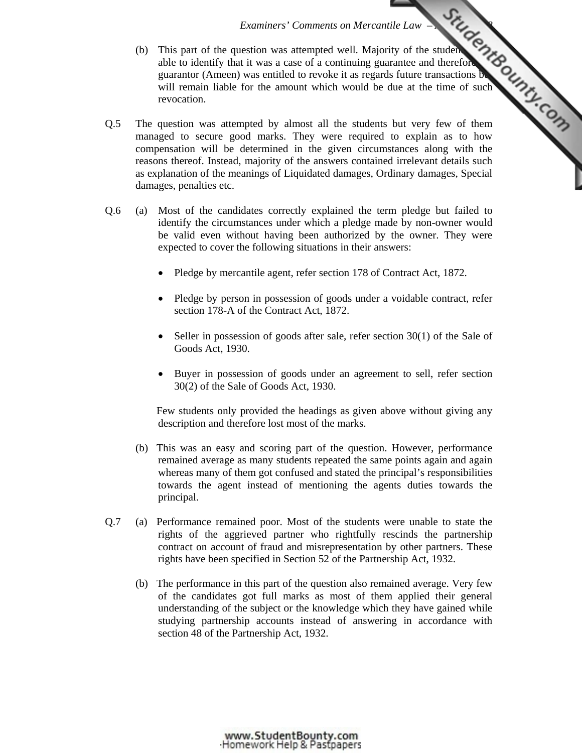(b) This part of the question was attempted well. Majority of the students were able to identify that it was a case of a continuing guarantee and therefore the guarantor (Ameen) was entitled to revoke it as regards future transactions but will remain liable for the amount which would be due at the time of such revocation.

Q.5 The question was attempted by almost all the students but very few of them managed to secure good marks. They were required to explain as to how compensation will be determined in the given circumstances along with the reasons thereof. Instead, majority of the answers contained irrelevant details such as explanation of the meanings of Liquidated damages, Ordinary damages, Special damages, penalties etc.

Q.6 (a) Most of the candidates correctly explained the term pledge but failed to identify the circumstances under which a pledge made by non-owner would be valid even without having been authorized by the owner. They were expected to cover the following situations in their answers:

- Pledge by mercantile agent, refer section 178 of Contract Act, 1872.
- Pledge by person in possession of goods under a voidable contract, refer section 178-A of the Contract Act, 1872.
- Seller in possession of goods after sale, refer section 30(1) of the Sale of Goods Act, 1930.
- Buyer in possession of goods under an agreement to sell, refer section 30(2) of the Sale of Goods Act, 1930.

Few students only provided the headings as given above without giving any description and therefore lost most of the marks.

(b) This was an easy and scoring part of the question. However, performance remained average as many students repeated the same points again and again whereas many of them got confused and stated the principal's responsibilities towards the agent instead of mentioning the agents duties towards the principal.

Q.7 (a) Performance remained poor. Most of the students were unable to state the rights of the aggrieved partner who rightfully rescinds the partnership contract on account of fraud and misrepresentation by other partners. These rights have been specified in Section 52 of the Partnership Act, 1932.

(b) The performance in this part of the question also remained average. Very few of the candidates got full marks as most of them applied their general understanding of the subject or the knowledge which they have gained while studying partnership accounts instead of answering in accordance with section 48 of the Partnership Act, 1932.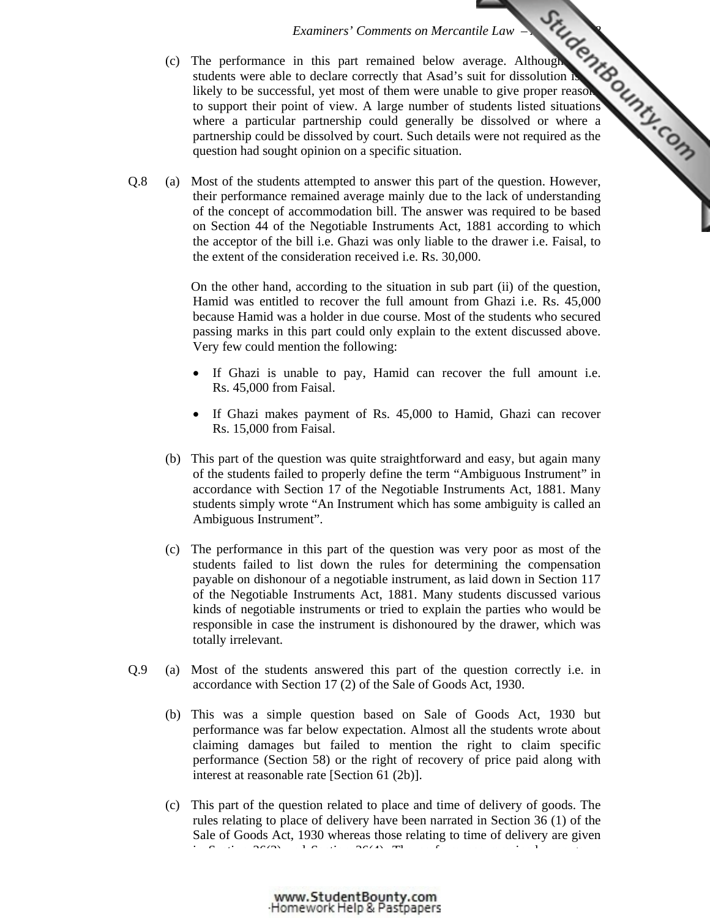(c) The performance in this part remained below average. Although students were able to declare correctly that Asad's suit for dissolution is likely to be successful, yet most of them were unable to give proper reasons to support their point of view. A large number of students listed situations where a particular partnership could generally be dissolved or where a partnership could be dissolved by court. Such details were not required as the question had sought opinion on a specific situation.

Q.8 (a) Most of the students attempted to answer this part of the question. However, their performance remained average mainly due to the lack of understanding of the concept of accommodation bill. The answer was required to be based on Section 44 of the Negotiable Instruments Act, 1881 according to which the acceptor of the bill i.e. Ghazi was only liable to the drawer i.e. Faisal, to the extent of the consideration received i.e. Rs. 30,000.

On the other hand, according to the situation in sub part (ii) of the question, Hamid was entitled to recover the full amount from Ghazi i.e. Rs. 45,000 because Hamid was a holder in due course. Most of the students who secured passing marks in this part could only explain to the extent discussed above. Very few could mention the following:

- If Ghazi is unable to pay, Hamid can recover the full amount i.e. Rs. 45,000 from Faisal.
- If Ghazi makes payment of Rs. 45,000 to Hamid, Ghazi can recover Rs. 15,000 from Faisal.

(b) This part of the question was quite straightforward and easy, but again many of the students failed to properly define the term "Ambiguous Instrument" in accordance with Section 17 of the Negotiable Instruments Act, 1881. Many students simply wrote "An Instrument which has some ambiguity is called an Ambiguous Instrument".

(c) The performance in this part of the question was very poor as most of the students failed to list down the rules for determining the compensation payable on dishonour of a negotiable instrument, as laid down in Section 117 of the Negotiable Instruments Act, 1881. Many students discussed various kinds of negotiable instruments or tried to explain the parties who would be responsible in case the instrument is dishonoured by the drawer, which was totally irrelevant.

Q.9 (a) Most of the students answered this part of the question correctly i.e. in accordance with Section 17 (2) of the Sale of Goods Act, 1930.

(b) This was a simple question based on Sale of Goods Act, 1930 but performance was far below expectation. Almost all the students wrote about claiming damages but failed to mention the right to claim specific performance (Section 58) or the right of recovery of price paid along with interest at reasonable rate [Section 61 (2b)].

(c) This part of the question related to place and time of delivery of goods. The rules relating to place of delivery have been narrated in Section 36 (1) of the Sale of Goods Act, 1930 whereas those relating to time of delivery are given in Section 36(3) and Section 36(4). The performance remained...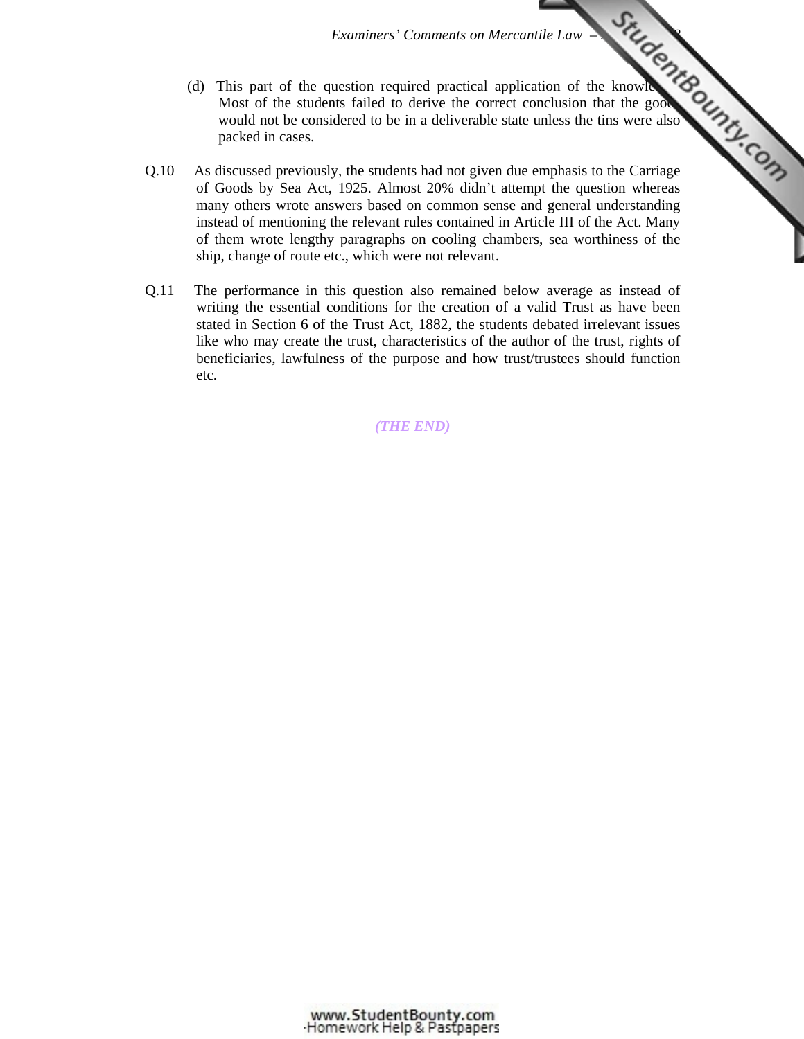(d) This part of the question required practical application of the knowle... Most of the students failed to derive the correct conclusion that the good... would not be considered to be in a deliverable state unless the tins were also packed in cases.

Q.10 As discussed previously, the students had not given due emphasis to the Carriage of Goods by Sea Act, 1925. Almost 20% didn't attempt the question whereas many others wrote answers based on common sense and general understanding instead of mentioning the relevant rules contained in Article III of the Act. Many of them wrote lengthy paragraphs on cooling chambers, sea worthiness of the ship, change of route etc., which were not relevant.

Q.11 The performance in this question also remained below average as instead of writing the essential conditions for the creation of a valid Trust as have been stated in Section 6 of the Trust Act, 1882, the students debated irrelevant issues like who may create the trust, characteristics of the author of the trust, rights of beneficiaries, lawfulness of the purpose and how trust/trustees should function etc.

*(THE END)*